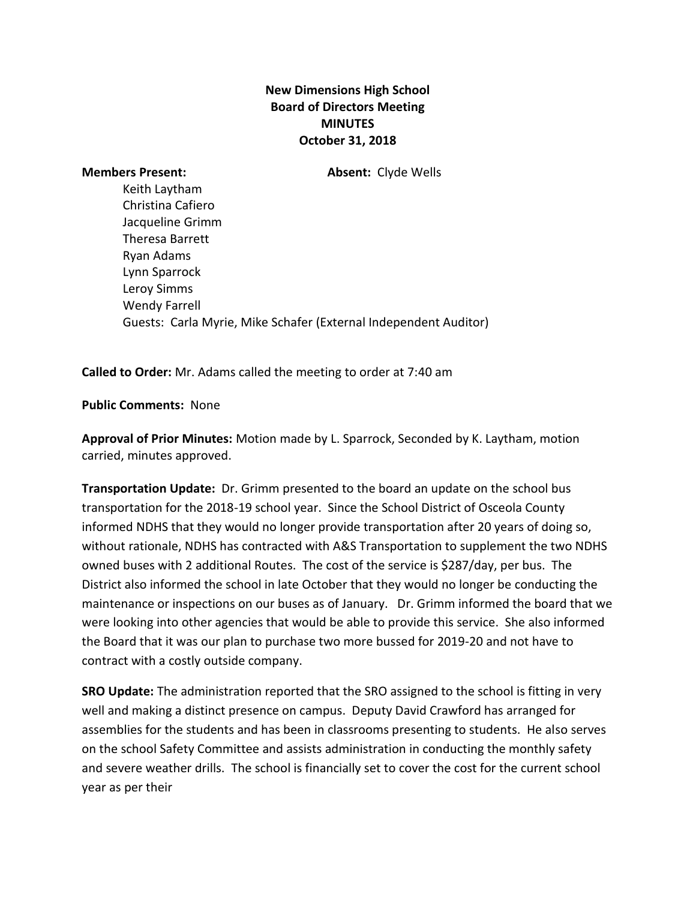**New Dimensions High School**
**Board of Directors Meeting**
**MINUTES**
**October 31, 2018**

**Members Present:**

Keith Laytham
Christina Cafiero
Jacqueline Grimm
Theresa Barrett
Ryan Adams
Lynn Sparrock
Leroy Simms
Wendy Farrell
Guests: Carla Myrie, Mike Schafer (External Independent Auditor)

**Absent:** Clyde Wells

**Called to Order:** Mr. Adams called the meeting to order at 7:40 am

**Public Comments:** None

**Approval of Prior Minutes:** Motion made by L. Sparrock, Seconded by K. Laytham, motion carried, minutes approved.

**Transportation Update:** Dr. Grimm presented to the board an update on the school bus transportation for the 2018-19 school year. Since the School District of Osceola County informed NDHS that they would no longer provide transportation after 20 years of doing so, without rationale, NDHS has contracted with A&S Transportation to supplement the two NDHS owned buses with 2 additional Routes. The cost of the service is $287/day, per bus. The District also informed the school in late October that they would no longer be conducting the maintenance or inspections on our buses as of January. Dr. Grimm informed the board that we were looking into other agencies that would be able to provide this service. She also informed the Board that it was our plan to purchase two more bussed for 2019-20 and not have to contract with a costly outside company.

**SRO Update:** The administration reported that the SRO assigned to the school is fitting in very well and making a distinct presence on campus. Deputy David Crawford has arranged for assemblies for the students and has been in classrooms presenting to students. He also serves on the school Safety Committee and assists administration in conducting the monthly safety and severe weather drills. The school is financially set to cover the cost for the current school year as per their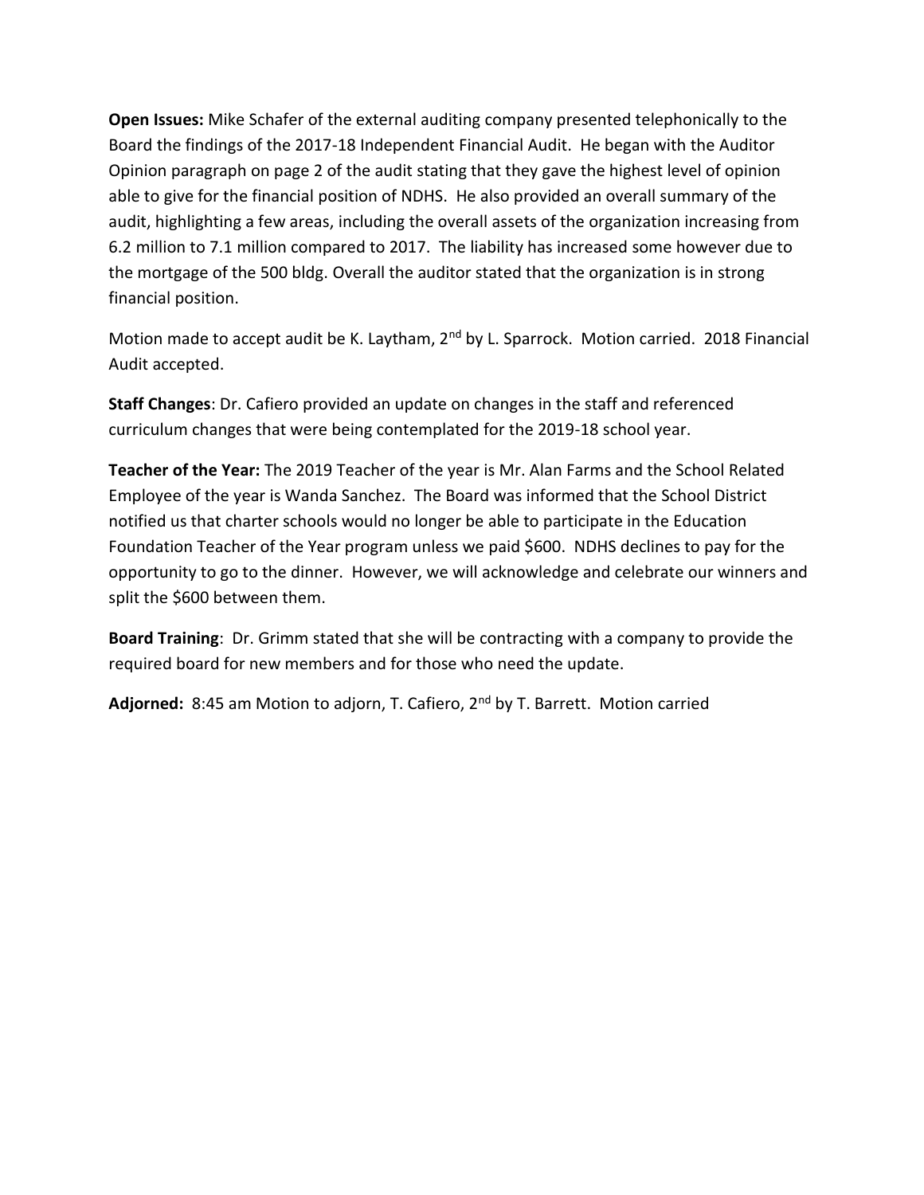**Open Issues:** Mike Schafer of the external auditing company presented telephonically to the Board the findings of the 2017-18 Independent Financial Audit. He began with the Auditor Opinion paragraph on page 2 of the audit stating that they gave the highest level of opinion able to give for the financial position of NDHS. He also provided an overall summary of the audit, highlighting a few areas, including the overall assets of the organization increasing from 6.2 million to 7.1 million compared to 2017. The liability has increased some however due to the mortgage of the 500 bldg. Overall the auditor stated that the organization is in strong financial position.

Motion made to accept audit be K. Laytham, 2nd by L. Sparrock. Motion carried. 2018 Financial Audit accepted.

**Staff Changes**: Dr. Cafiero provided an update on changes in the staff and referenced curriculum changes that were being contemplated for the 2019-18 school year.

**Teacher of the Year:** The 2019 Teacher of the year is Mr. Alan Farms and the School Related Employee of the year is Wanda Sanchez. The Board was informed that the School District notified us that charter schools would no longer be able to participate in the Education Foundation Teacher of the Year program unless we paid $600. NDHS declines to pay for the opportunity to go to the dinner. However, we will acknowledge and celebrate our winners and split the $600 between them.

**Board Training**: Dr. Grimm stated that she will be contracting with a company to provide the required board for new members and for those who need the update.

**Adjorned:** 8:45 am Motion to adjorn, T. Cafiero, 2nd by T. Barrett. Motion carried